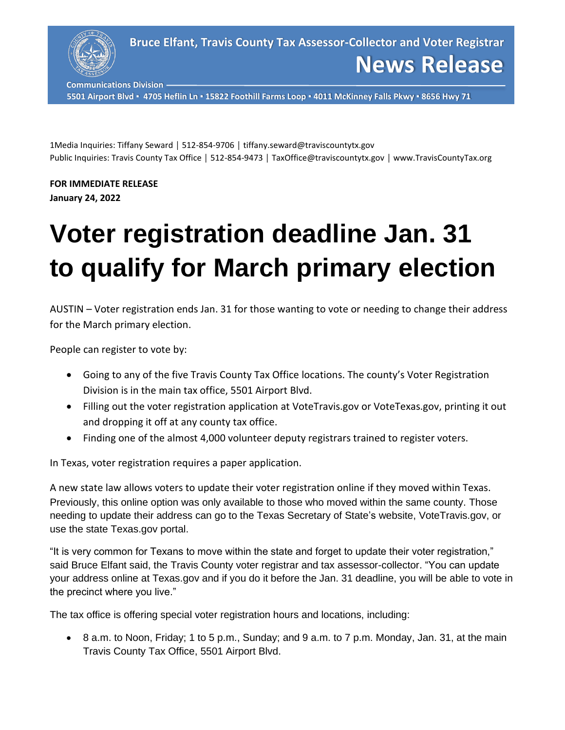Bruce Elfant, Travis County Tax Assessor-Collector and Voter Registrar

**News Release**

Communications Division

5501 Airport Blvd ▪ 4705 Heflin Ln ▪ 15822 Foothill Farms Loop ▪ 4011 McKinney Falls Pkwy ▪ 8656 Hwy 71

1Media Inquiries: Tiffany Seward | 512-854-9706 | tiffany.seward@traviscountytx.gov
Public Inquiries: Travis County Tax Office | 512-854-9473 | TaxOffice@traviscountytx.gov | www.TravisCountyTax.org

**FOR IMMEDIATE RELEASE**
**January 24, 2022**

# Voter registration deadline Jan. 31 to qualify for March primary election

AUSTIN – Voter registration ends Jan. 31 for those wanting to vote or needing to change their address for the March primary election.

People can register to vote by:

- Going to any of the five Travis County Tax Office locations. The county's Voter Registration Division is in the main tax office, 5501 Airport Blvd.
- Filling out the voter registration application at VoteTravis.gov or VoteTexas.gov, printing it out and dropping it off at any county tax office.
- Finding one of the almost 4,000 volunteer deputy registrars trained to register voters.

In Texas, voter registration requires a paper application.

A new state law allows voters to update their voter registration online if they moved within Texas. Previously, this online option was only available to those who moved within the same county. Those needing to update their address can go to the Texas Secretary of State's website, VoteTravis.gov, or use the state Texas.gov portal.

"It is very common for Texans to move within the state and forget to update their voter registration," said Bruce Elfant said, the Travis County voter registrar and tax assessor-collector. "You can update your address online at Texas.gov and if you do it before the Jan. 31 deadline, you will be able to vote in the precinct where you live."

The tax office is offering special voter registration hours and locations, including:

- 8 a.m. to Noon, Friday; 1 to 5 p.m., Sunday; and 9 a.m. to 7 p.m. Monday, Jan. 31, at the main Travis County Tax Office, 5501 Airport Blvd.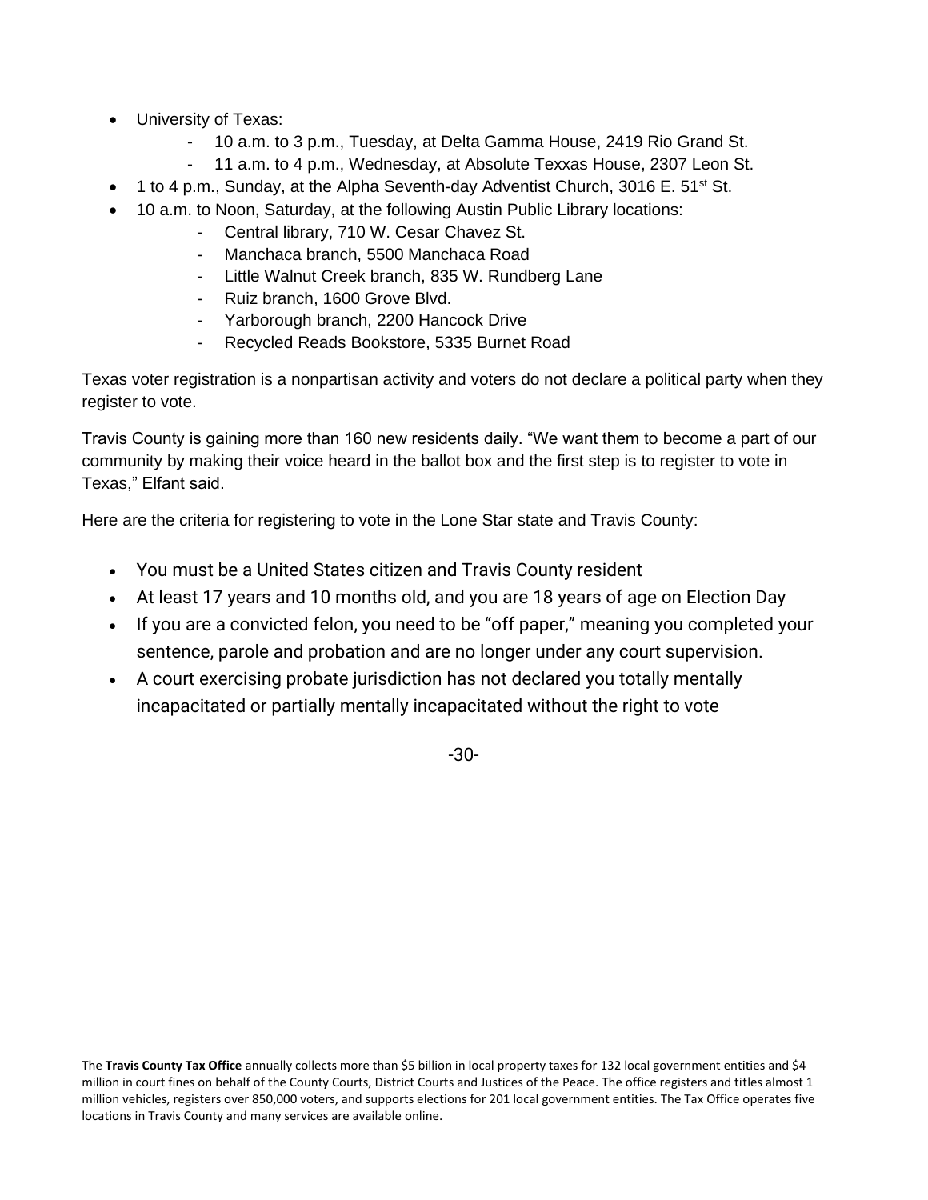- University of Texas:
    - 10 a.m. to 3 p.m., Tuesday, at Delta Gamma House, 2419 Rio Grand St.
    - 11 a.m. to 4 p.m., Wednesday, at Absolute Texxas House, 2307 Leon St.
- 1 to 4 p.m., Sunday, at the Alpha Seventh-day Adventist Church, 3016 E. 51st St.
- 10 a.m. to Noon, Saturday, at the following Austin Public Library locations:
    - Central library, 710 W. Cesar Chavez St.
    - Manchaca branch, 5500 Manchaca Road
    - Little Walnut Creek branch, 835 W. Rundberg Lane
    - Ruiz branch, 1600 Grove Blvd.
    - Yarborough branch, 2200 Hancock Drive
    - Recycled Reads Bookstore, 5335 Burnet Road

Texas voter registration is a nonpartisan activity and voters do not declare a political party when they register to vote.

Travis County is gaining more than 160 new residents daily. "We want them to become a part of our community by making their voice heard in the ballot box and the first step is to register to vote in Texas," Elfant said.

Here are the criteria for registering to vote in the Lone Star state and Travis County:

- You must be a United States citizen and Travis County resident
- At least 17 years and 10 months old, and you are 18 years of age on Election Day
- If you are a convicted felon, you need to be "off paper," meaning you completed your sentence, parole and probation and are no longer under any court supervision.
- A court exercising probate jurisdiction has not declared you totally mentally incapacitated or partially mentally incapacitated without the right to vote

-30-

The **Travis County Tax Office** annually collects more than $5 billion in local property taxes for 132 local government entities and $4 million in court fines on behalf of the County Courts, District Courts and Justices of the Peace. The office registers and titles almost 1 million vehicles, registers over 850,000 voters, and supports elections for 201 local government entities. The Tax Office operates five locations in Travis County and many services are available online.